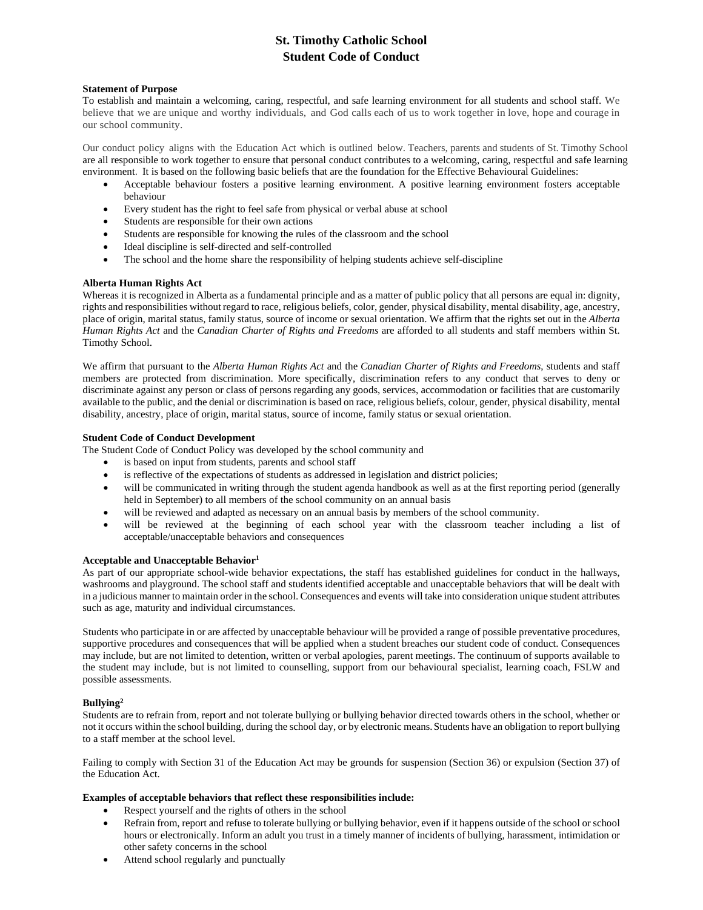# St. Timothy Catholic School
# Student Code of Conduct

**Statement of Purpose**

To establish and maintain a welcoming, caring, respectful, and safe learning environment for all students and school staff. We believe that we are unique and worthy individuals, and God calls each of us to work together in love, hope and courage in our school community.

Our conduct policy aligns with the Education Act which is outlined below. Teachers, parents and students of St. Timothy School are all responsible to work together to ensure that personal conduct contributes to a welcoming, caring, respectful and safe learning environment. It is based on the following basic beliefs that are the foundation for the Effective Behavioural Guidelines:

- Acceptable behaviour fosters a positive learning environment. A positive learning environment fosters acceptable behaviour
- Every student has the right to feel safe from physical or verbal abuse at school
- Students are responsible for their own actions
- Students are responsible for knowing the rules of the classroom and the school
- Ideal discipline is self-directed and self-controlled
- The school and the home share the responsibility of helping students achieve self-discipline

**Alberta Human Rights Act**

Whereas it is recognized in Alberta as a fundamental principle and as a matter of public policy that all persons are equal in: dignity, rights and responsibilities without regard to race, religious beliefs, color, gender, physical disability, mental disability, age, ancestry, place of origin, marital status, family status, source of income or sexual orientation. We affirm that the rights set out in the *Alberta Human Rights Act* and the *Canadian Charter of Rights and Freedoms* are afforded to all students and staff members within St. Timothy School.

We affirm that pursuant to the *Alberta Human Rights Act* and the *Canadian Charter of Rights and Freedoms*, students and staff members are protected from discrimination. More specifically, discrimination refers to any conduct that serves to deny or discriminate against any person or class of persons regarding any goods, services, accommodation or facilities that are customarily available to the public, and the denial or discrimination is based on race, religious beliefs, colour, gender, physical disability, mental disability, ancestry, place of origin, marital status, source of income, family status or sexual orientation.

**Student Code of Conduct Development**

The Student Code of Conduct Policy was developed by the school community and

- is based on input from students, parents and school staff
- is reflective of the expectations of students as addressed in legislation and district policies;
- will be communicated in writing through the student agenda handbook as well as at the first reporting period (generally held in September) to all members of the school community on an annual basis
- will be reviewed and adapted as necessary on an annual basis by members of the school community.
- will be reviewed at the beginning of each school year with the classroom teacher including a list of acceptable/unacceptable behaviors and consequences

**Acceptable and Unacceptable Behavior[1]**

As part of our appropriate school-wide behavior expectations, the staff has established guidelines for conduct in the hallways, washrooms and playground. The school staff and students identified acceptable and unacceptable behaviors that will be dealt with in a judicious manner to maintain order in the school. Consequences and events will take into consideration unique student attributes such as age, maturity and individual circumstances.

Students who participate in or are affected by unacceptable behaviour will be provided a range of possible preventative procedures, supportive procedures and consequences that will be applied when a student breaches our student code of conduct. Consequences may include, but are not limited to detention, written or verbal apologies, parent meetings. The continuum of supports available to the student may include, but is not limited to counselling, support from our behavioural specialist, learning coach, FSLW and possible assessments.

**Bullying[2]**

Students are to refrain from, report and not tolerate bullying or bullying behavior directed towards others in the school, whether or not it occurs within the school building, during the school day, or by electronic means. Students have an obligation to report bullying to a staff member at the school level.

Failing to comply with Section 31 of the Education Act may be grounds for suspension (Section 36) or expulsion (Section 37) of the Education Act.

**Examples of acceptable behaviors that reflect these responsibilities include:**

- Respect yourself and the rights of others in the school
- Refrain from, report and refuse to tolerate bullying or bullying behavior, even if it happens outside of the school or school hours or electronically. Inform an adult you trust in a timely manner of incidents of bullying, harassment, intimidation or other safety concerns in the school
- Attend school regularly and punctually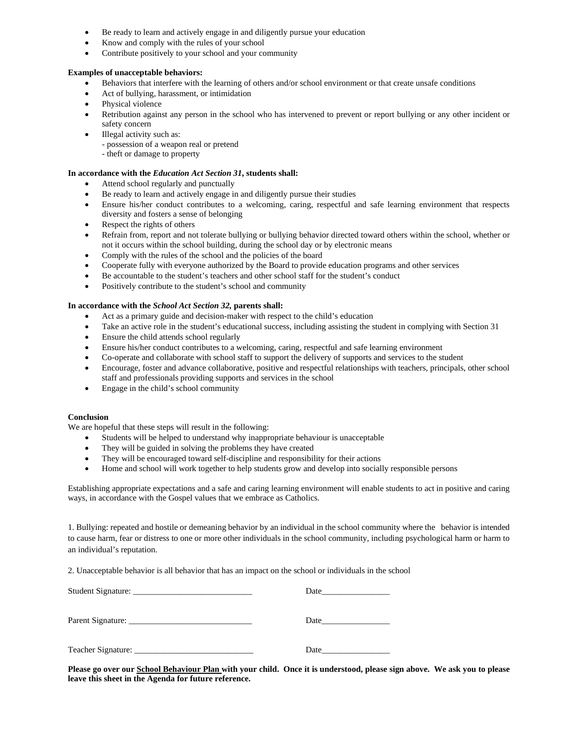- Be ready to learn and actively engage in and diligently pursue your education
- Know and comply with the rules of your school
- Contribute positively to your school and your community

**Examples of unacceptable behaviors:**

- Behaviors that interfere with the learning of others and/or school environment or that create unsafe conditions
- Act of bullying, harassment, or intimidation
- Physical violence
- Retribution against any person in the school who has intervened to prevent or report bullying or any other incident or safety concern
- Illegal activity such as:
  - possession of a weapon real or pretend
  - theft or damage to property

**In accordance with the *Education Act Section 31*, students shall:**

- Attend school regularly and punctually
- Be ready to learn and actively engage in and diligently pursue their studies
- Ensure his/her conduct contributes to a welcoming, caring, respectful and safe learning environment that respects diversity and fosters a sense of belonging
- Respect the rights of others
- Refrain from, report and not tolerate bullying or bullying behavior directed toward others within the school, whether or not it occurs within the school building, during the school day or by electronic means
- Comply with the rules of the school and the policies of the board
- Cooperate fully with everyone authorized by the Board to provide education programs and other services
- Be accountable to the student's teachers and other school staff for the student's conduct
- Positively contribute to the student's school and community

**In accordance with the *School Act Section 32,* parents shall:**

- Act as a primary guide and decision-maker with respect to the child's education
- Take an active role in the student's educational success, including assisting the student in complying with Section 31
- Ensure the child attends school regularly
- Ensure his/her conduct contributes to a welcoming, caring, respectful and safe learning environment
- Co-operate and collaborate with school staff to support the delivery of supports and services to the student
- Encourage, foster and advance collaborative, positive and respectful relationships with teachers, principals, other school staff and professionals providing supports and services in the school
- Engage in the child's school community

**Conclusion**

We are hopeful that these steps will result in the following:

- Students will be helped to understand why inappropriate behaviour is unacceptable
- They will be guided in solving the problems they have created
- They will be encouraged toward self-discipline and responsibility for their actions
- Home and school will work together to help students grow and develop into socially responsible persons

Establishing appropriate expectations and a safe and caring learning environment will enable students to act in positive and caring ways, in accordance with the Gospel values that we embrace as Catholics.

1. Bullying: repeated and hostile or demeaning behavior by an individual in the school community where the behavior is intended to cause harm, fear or distress to one or more other individuals in the school community, including psychological harm or harm to an individual's reputation.

2. Unacceptable behavior is all behavior that has an impact on the school or individuals in the school

Student Signature: ___________________________ Date________________

Parent Signature: ____________________________ Date________________

Teacher Signature: ___________________________ Date________________

**Please go over our <u>School Behaviour Plan</u> with your child. Once it is understood, please sign above. We ask you to please leave this sheet in the Agenda for future reference.**